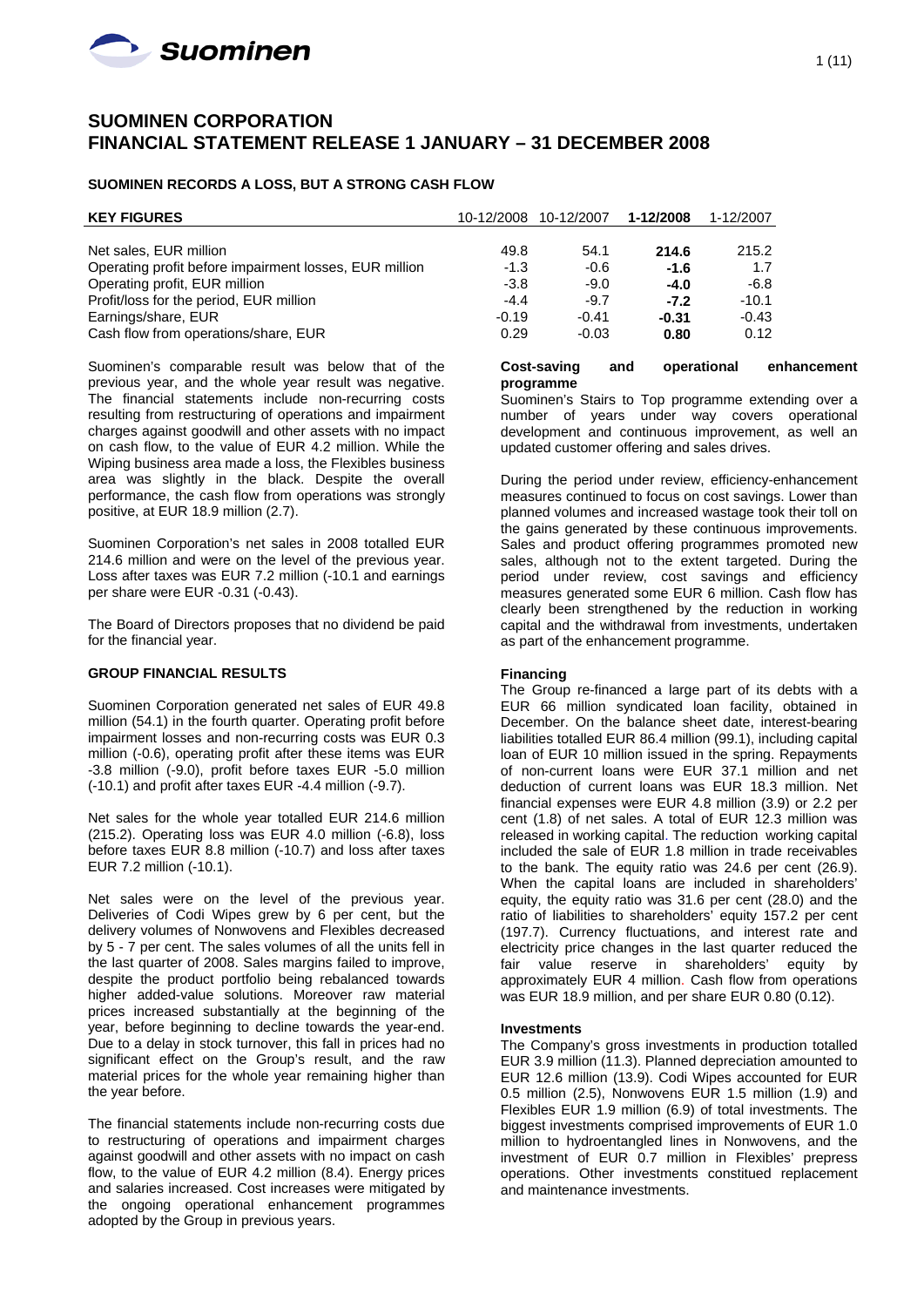# SUOMINEN CORPORATION
# FINANCIAL STATEMENT RELEASE 1 JANUARY – 31 DECEMBER 2008

## SUOMINEN RECORDS A LOSS, BUT A STRONG CASH FLOW

| KEY FIGURES | 10-12/2008 | 10-12/2007 | **1-12/2008** | 1-12/2007 |
|---|---|---|---|---|
| Net sales, EUR million | 49.8 | 54.1 | **214.6** | 215.2 |
| Operating profit before impairment losses, EUR million | -1.3 | -0.6 | **-1.6** | 1.7 |
| Operating profit, EUR million | -3.8 | -9.0 | **-4.0** | -6.8 |
| Profit/loss for the period, EUR million | -4.4 | -9.7 | **-7.2** | -10.1 |
| Earnings/share, EUR | -0.19 | -0.41 | **-0.31** | -0.43 |
| Cash flow from operations/share, EUR | 0.29 | -0.03 | **0.80** | 0.12 |

Suominen's comparable result was below that of the previous year, and the whole year result was negative. The financial statements include non-recurring costs resulting from restructuring of operations and impairment charges against goodwill and other assets with no impact on cash flow, to the value of EUR 4.2 million. While the Wiping business area made a loss, the Flexibles business area was slightly in the black. Despite the overall performance, the cash flow from operations was strongly positive, at EUR 18.9 million (2.7).

Suominen Corporation's net sales in 2008 totalled EUR 214.6 million and were on the level of the previous year. Loss after taxes was EUR 7.2 million (-10.1 and earnings per share were EUR -0.31 (-0.43).

The Board of Directors proposes that no dividend be paid for the financial year.

### GROUP FINANCIAL RESULTS

Suominen Corporation generated net sales of EUR 49.8 million (54.1) in the fourth quarter. Operating profit before impairment losses and non-recurring costs was EUR 0.3 million (-0.6), operating profit after these items was EUR -3.8 million (-9.0), profit before taxes EUR -5.0 million (-10.1) and profit after taxes EUR -4.4 million (-9.7).

Net sales for the whole year totalled EUR 214.6 million (215.2). Operating loss was EUR 4.0 million (-6.8), loss before taxes EUR 8.8 million (-10.7) and loss after taxes EUR 7.2 million (-10.1).

Net sales were on the level of the previous year. Deliveries of Codi Wipes grew by 6 per cent, but the delivery volumes of Nonwovens and Flexibles decreased by 5 - 7 per cent. The sales volumes of all the units fell in the last quarter of 2008. Sales margins failed to improve, despite the product portfolio being rebalanced towards higher added-value solutions. Moreover raw material prices increased substantially at the beginning of the year, before beginning to decline towards the year-end. Due to a delay in stock turnover, this fall in prices had no significant effect on the Group's result, and the raw material prices for the whole year remaining higher than the year before.

The financial statements include non-recurring costs due to restructuring of operations and impairment charges against goodwill and other assets with no impact on cash flow, to the value of EUR 4.2 million (8.4). Energy prices and salaries increased. Cost increases were mitigated by the ongoing operational enhancement programmes adopted by the Group in previous years.

### Cost-saving and operational enhancement programme

Suominen's Stairs to Top programme extending over a number of years under way covers operational development and continuous improvement, as well an updated customer offering and sales drives.

During the period under review, efficiency-enhancement measures continued to focus on cost savings. Lower than planned volumes and increased wastage took their toll on the gains generated by these continuous improvements. Sales and product offering programmes promoted new sales, although not to the extent targeted. During the period under review, cost savings and efficiency measures generated some EUR 6 million. Cash flow has clearly been strengthened by the reduction in working capital and the withdrawal from investments, undertaken as part of the enhancement programme.

### Financing

The Group re-financed a large part of its debts with a EUR 66 million syndicated loan facility, obtained in December. On the balance sheet date, interest-bearing liabilities totalled EUR 86.4 million (99.1), including capital loan of EUR 10 million issued in the spring. Repayments of non-current loans were EUR 37.1 million and net deduction of current loans was EUR 18.3 million. Net financial expenses were EUR 4.8 million (3.9) or 2.2 per cent (1.8) of net sales. A total of EUR 12.3 million was released in working capital. The reduction working capital included the sale of EUR 1.8 million in trade receivables to the bank. The equity ratio was 24.6 per cent (26.9). When the capital loans are included in shareholders' equity, the equity ratio was 31.6 per cent (28.0) and the ratio of liabilities to shareholders' equity 157.2 per cent (197.7). Currency fluctuations, and interest rate and electricity price changes in the last quarter reduced the fair value reserve in shareholders' equity by approximately EUR 4 million. Cash flow from operations was EUR 18.9 million, and per share EUR 0.80 (0.12).

### Investments

The Company's gross investments in production totalled EUR 3.9 million (11.3). Planned depreciation amounted to EUR 12.6 million (13.9). Codi Wipes accounted for EUR 0.5 million (2.5), Nonwovens EUR 1.5 million (1.9) and Flexibles EUR 1.9 million (6.9) of total investments. The biggest investments comprised improvements of EUR 1.0 million to hydroentangled lines in Nonwovens, and the investment of EUR 0.7 million in Flexibles' prepress operations. Other investments constitued replacement and maintenance investments.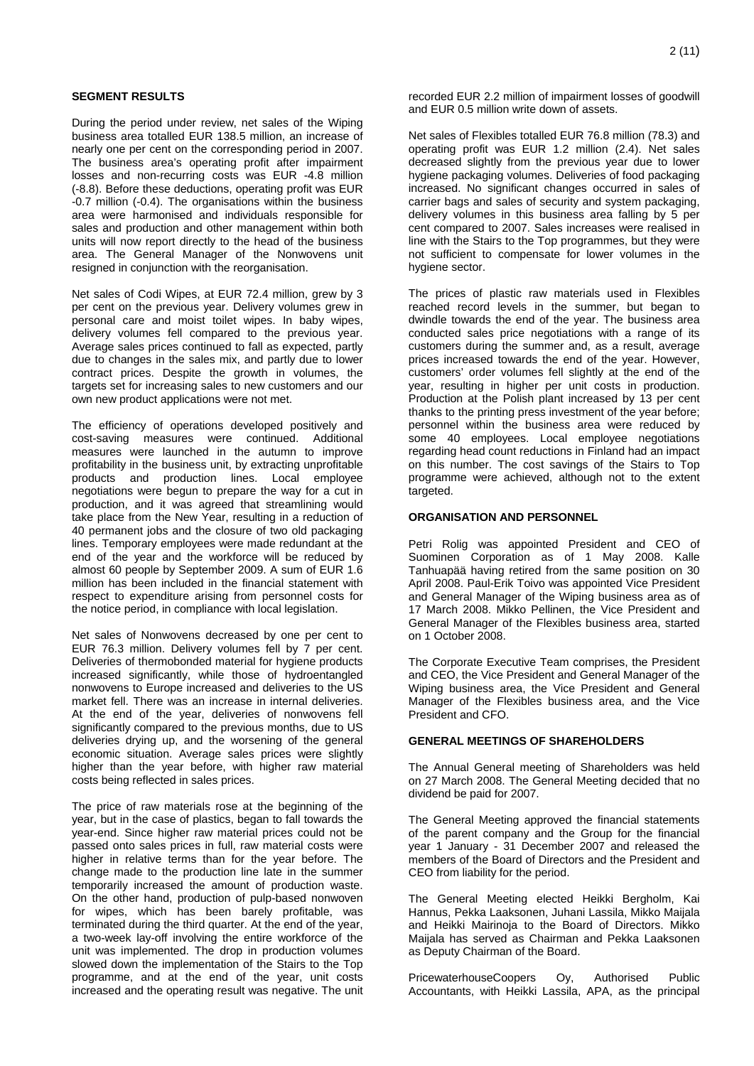**SEGMENT RESULTS**

During the period under review, net sales of the Wiping business area totalled EUR 138.5 million, an increase of nearly one per cent on the corresponding period in 2007. The business area's operating profit after impairment losses and non-recurring costs was EUR -4.8 million (-8.8). Before these deductions, operating profit was EUR -0.7 million (-0.4). The organisations within the business area were harmonised and individuals responsible for sales and production and other management within both units will now report directly to the head of the business area. The General Manager of the Nonwovens unit resigned in conjunction with the reorganisation.

Net sales of Codi Wipes, at EUR 72.4 million, grew by 3 per cent on the previous year. Delivery volumes grew in personal care and moist toilet wipes. In baby wipes, delivery volumes fell compared to the previous year. Average sales prices continued to fall as expected, partly due to changes in the sales mix, and partly due to lower contract prices. Despite the growth in volumes, the targets set for increasing sales to new customers and our own new product applications were not met.

The efficiency of operations developed positively and cost-saving measures were continued. Additional measures were launched in the autumn to improve profitability in the business unit, by extracting unprofitable products and production lines. Local employee negotiations were begun to prepare the way for a cut in production, and it was agreed that streamlining would take place from the New Year, resulting in a reduction of 40 permanent jobs and the closure of two old packaging lines. Temporary employees were made redundant at the end of the year and the workforce will be reduced by almost 60 people by September 2009. A sum of EUR 1.6 million has been included in the financial statement with respect to expenditure arising from personnel costs for the notice period, in compliance with local legislation.

Net sales of Nonwovens decreased by one per cent to EUR 76.3 million. Delivery volumes fell by 7 per cent. Deliveries of thermobonded material for hygiene products increased significantly, while those of hydroentangled nonwovens to Europe increased and deliveries to the US market fell. There was an increase in internal deliveries. At the end of the year, deliveries of nonwovens fell significantly compared to the previous months, due to US deliveries drying up, and the worsening of the general economic situation. Average sales prices were slightly higher than the year before, with higher raw material costs being reflected in sales prices.

The price of raw materials rose at the beginning of the year, but in the case of plastics, began to fall towards the year-end. Since higher raw material prices could not be passed onto sales prices in full, raw material costs were higher in relative terms than for the year before. The change made to the production line late in the summer temporarily increased the amount of production waste. On the other hand, production of pulp-based nonwoven for wipes, which has been barely profitable, was terminated during the third quarter. At the end of the year, a two-week lay-off involving the entire workforce of the unit was implemented. The drop in production volumes slowed down the implementation of the Stairs to the Top programme, and at the end of the year, unit costs increased and the operating result was negative. The unit recorded EUR 2.2 million of impairment losses of goodwill and EUR 0.5 million write down of assets.

Net sales of Flexibles totalled EUR 76.8 million (78.3) and operating profit was EUR 1.2 million (2.4). Net sales decreased slightly from the previous year due to lower hygiene packaging volumes. Deliveries of food packaging increased. No significant changes occurred in sales of carrier bags and sales of security and system packaging, delivery volumes in this business area falling by 5 per cent compared to 2007. Sales increases were realised in line with the Stairs to the Top programmes, but they were not sufficient to compensate for lower volumes in the hygiene sector.

The prices of plastic raw materials used in Flexibles reached record levels in the summer, but began to dwindle towards the end of the year. The business area conducted sales price negotiations with a range of its customers during the summer and, as a result, average prices increased towards the end of the year. However, customers' order volumes fell slightly at the end of the year, resulting in higher per unit costs in production. Production at the Polish plant increased by 13 per cent thanks to the printing press investment of the year before; personnel within the business area were reduced by some 40 employees. Local employee negotiations regarding head count reductions in Finland had an impact on this number. The cost savings of the Stairs to Top programme were achieved, although not to the extent targeted.

**ORGANISATION AND PERSONNEL**

Petri Rolig was appointed President and CEO of Suominen Corporation as of 1 May 2008. Kalle Tanhuapää having retired from the same position on 30 April 2008. Paul-Erik Toivo was appointed Vice President and General Manager of the Wiping business area as of 17 March 2008. Mikko Pellinen, the Vice President and General Manager of the Flexibles business area, started on 1 October 2008.

The Corporate Executive Team comprises, the President and CEO, the Vice President and General Manager of the Wiping business area, the Vice President and General Manager of the Flexibles business area, and the Vice President and CFO.

**GENERAL MEETINGS OF SHAREHOLDERS**

The Annual General meeting of Shareholders was held on 27 March 2008. The General Meeting decided that no dividend be paid for 2007.

The General Meeting approved the financial statements of the parent company and the Group for the financial year 1 January - 31 December 2007 and released the members of the Board of Directors and the President and CEO from liability for the period.

The General Meeting elected Heikki Bergholm, Kai Hannus, Pekka Laaksonen, Juhani Lassila, Mikko Maijala and Heikki Mairinoja to the Board of Directors. Mikko Maijala has served as Chairman and Pekka Laaksonen as Deputy Chairman of the Board.

PricewaterhouseCoopers Oy, Authorised Public Accountants, with Heikki Lassila, APA, as the principal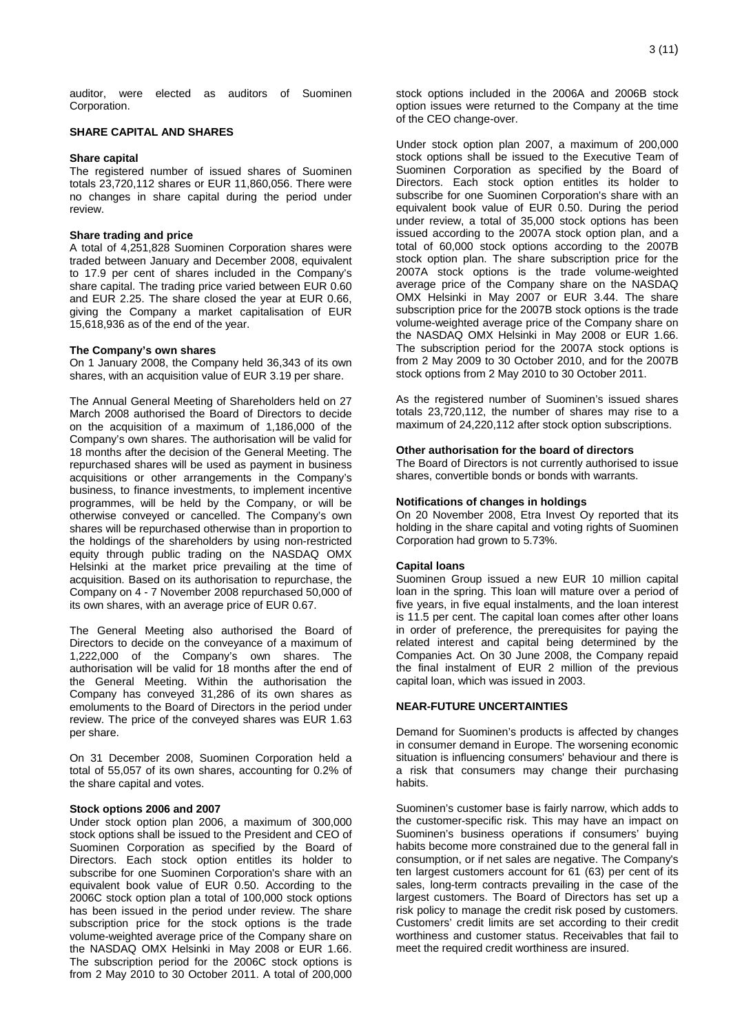auditor, were elected as auditors of Suominen Corporation.

## SHARE CAPITAL AND SHARES

### Share capital

The registered number of issued shares of Suominen totals 23,720,112 shares or EUR 11,860,056. There were no changes in share capital during the period under review.

### Share trading and price

A total of 4,251,828 Suominen Corporation shares were traded between January and December 2008, equivalent to 17.9 per cent of shares included in the Company's share capital. The trading price varied between EUR 0.60 and EUR 2.25. The share closed the year at EUR 0.66, giving the Company a market capitalisation of EUR 15,618,936 as of the end of the year.

### The Company's own shares

On 1 January 2008, the Company held 36,343 of its own shares, with an acquisition value of EUR 3.19 per share.

The Annual General Meeting of Shareholders held on 27 March 2008 authorised the Board of Directors to decide on the acquisition of a maximum of 1,186,000 of the Company's own shares. The authorisation will be valid for 18 months after the decision of the General Meeting. The repurchased shares will be used as payment in business acquisitions or other arrangements in the Company's business, to finance investments, to implement incentive programmes, will be held by the Company, or will be otherwise conveyed or cancelled. The Company's own shares will be repurchased otherwise than in proportion to the holdings of the shareholders by using non-restricted equity through public trading on the NASDAQ OMX Helsinki at the market price prevailing at the time of acquisition. Based on its authorisation to repurchase, the Company on 4 - 7 November 2008 repurchased 50,000 of its own shares, with an average price of EUR 0.67.

The General Meeting also authorised the Board of Directors to decide on the conveyance of a maximum of 1,222,000 of the Company's own shares. The authorisation will be valid for 18 months after the end of the General Meeting. Within the authorisation the Company has conveyed 31,286 of its own shares as emoluments to the Board of Directors in the period under review. The price of the conveyed shares was EUR 1.63 per share.

On 31 December 2008, Suominen Corporation held a total of 55,057 of its own shares, accounting for 0.2% of the share capital and votes.

### Stock options 2006 and 2007

Under stock option plan 2006, a maximum of 300,000 stock options shall be issued to the President and CEO of Suominen Corporation as specified by the Board of Directors. Each stock option entitles its holder to subscribe for one Suominen Corporation's share with an equivalent book value of EUR 0.50. According to the 2006C stock option plan a total of 100,000 stock options has been issued in the period under review. The share subscription price for the stock options is the trade volume-weighted average price of the Company share on the NASDAQ OMX Helsinki in May 2008 or EUR 1.66. The subscription period for the 2006C stock options is from 2 May 2010 to 30 October 2011. A total of 200,000 stock options included in the 2006A and 2006B stock option issues were returned to the Company at the time of the CEO change-over.

Under stock option plan 2007, a maximum of 200,000 stock options shall be issued to the Executive Team of Suominen Corporation as specified by the Board of Directors. Each stock option entitles its holder to subscribe for one Suominen Corporation's share with an equivalent book value of EUR 0.50. During the period under review, a total of 35,000 stock options has been issued according to the 2007A stock option plan, and a total of 60,000 stock options according to the 2007B stock option plan. The share subscription price for the 2007A stock options is the trade volume-weighted average price of the Company share on the NASDAQ OMX Helsinki in May 2007 or EUR 3.44. The share subscription price for the 2007B stock options is the trade volume-weighted average price of the Company share on the NASDAQ OMX Helsinki in May 2008 or EUR 1.66. The subscription period for the 2007A stock options is from 2 May 2009 to 30 October 2010, and for the 2007B stock options from 2 May 2010 to 30 October 2011.

As the registered number of Suominen's issued shares totals 23,720,112, the number of shares may rise to a maximum of 24,220,112 after stock option subscriptions.

### Other authorisation for the board of directors

The Board of Directors is not currently authorised to issue shares, convertible bonds or bonds with warrants.

### Notifications of changes in holdings

On 20 November 2008, Etra Invest Oy reported that its holding in the share capital and voting rights of Suominen Corporation had grown to 5.73%.

### Capital loans

Suominen Group issued a new EUR 10 million capital loan in the spring. This loan will mature over a period of five years, in five equal instalments, and the loan interest is 11.5 per cent. The capital loan comes after other loans in order of preference, the prerequisites for paying the related interest and capital being determined by the Companies Act. On 30 June 2008, the Company repaid the final instalment of EUR 2 million of the previous capital loan, which was issued in 2003.

## NEAR-FUTURE UNCERTAINTIES

Demand for Suominen's products is affected by changes in consumer demand in Europe. The worsening economic situation is influencing consumers' behaviour and there is a risk that consumers may change their purchasing habits.

Suominen's customer base is fairly narrow, which adds to the customer-specific risk. This may have an impact on Suominen's business operations if consumers' buying habits become more constrained due to the general fall in consumption, or if net sales are negative. The Company's ten largest customers account for 61 (63) per cent of its sales, long-term contracts prevailing in the case of the largest customers. The Board of Directors has set up a risk policy to manage the credit risk posed by customers. Customers' credit limits are set according to their credit worthiness and customer status. Receivables that fail to meet the required credit worthiness are insured.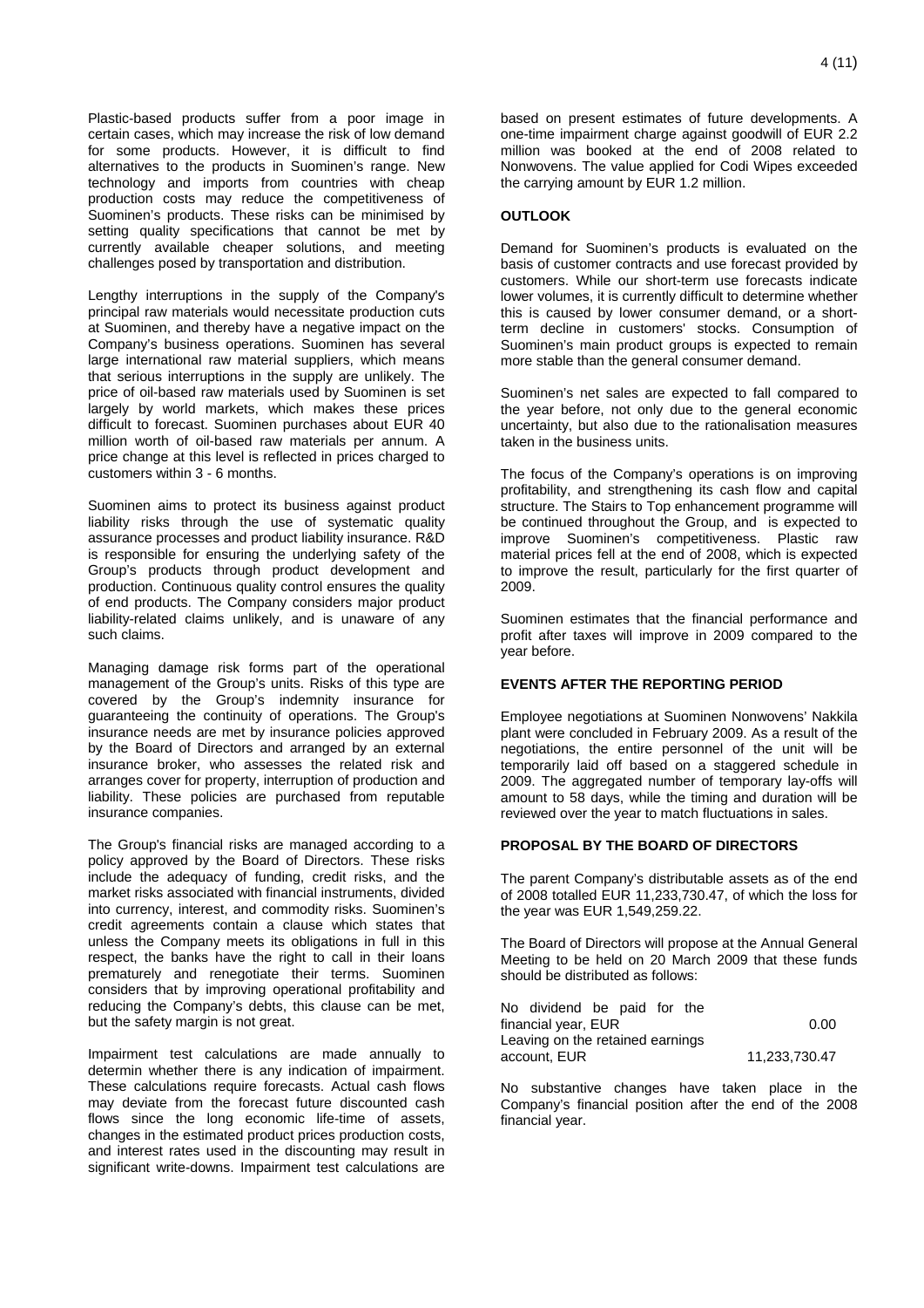Plastic-based products suffer from a poor image in certain cases, which may increase the risk of low demand for some products. However, it is difficult to find alternatives to the products in Suominen's range. New technology and imports from countries with cheap production costs may reduce the competitiveness of Suominen's products. These risks can be minimised by setting quality specifications that cannot be met by currently available cheaper solutions, and meeting challenges posed by transportation and distribution.

Lengthy interruptions in the supply of the Company's principal raw materials would necessitate production cuts at Suominen, and thereby have a negative impact on the Company's business operations. Suominen has several large international raw material suppliers, which means that serious interruptions in the supply are unlikely. The price of oil-based raw materials used by Suominen is set largely by world markets, which makes these prices difficult to forecast. Suominen purchases about EUR 40 million worth of oil-based raw materials per annum. A price change at this level is reflected in prices charged to customers within 3 - 6 months.

Suominen aims to protect its business against product liability risks through the use of systematic quality assurance processes and product liability insurance. R&D is responsible for ensuring the underlying safety of the Group's products through product development and production. Continuous quality control ensures the quality of end products. The Company considers major product liability-related claims unlikely, and is unaware of any such claims.

Managing damage risk forms part of the operational management of the Group's units. Risks of this type are covered by the Group's indemnity insurance for guaranteeing the continuity of operations. The Group's insurance needs are met by insurance policies approved by the Board of Directors and arranged by an external insurance broker, who assesses the related risk and arranges cover for property, interruption of production and liability. These policies are purchased from reputable insurance companies.

The Group's financial risks are managed according to a policy approved by the Board of Directors. These risks include the adequacy of funding, credit risks, and the market risks associated with financial instruments, divided into currency, interest, and commodity risks. Suominen's credit agreements contain a clause which states that unless the Company meets its obligations in full in this respect, the banks have the right to call in their loans prematurely and renegotiate their terms. Suominen considers that by improving operational profitability and reducing the Company's debts, this clause can be met, but the safety margin is not great.

Impairment test calculations are made annually to determin whether there is any indication of impairment. These calculations require forecasts. Actual cash flows may deviate from the forecast future discounted cash flows since the long economic life-time of assets, changes in the estimated product prices production costs, and interest rates used in the discounting may result in significant write-downs. Impairment test calculations are based on present estimates of future developments. A one-time impairment charge against goodwill of EUR 2.2 million was booked at the end of 2008 related to Nonwovens. The value applied for Codi Wipes exceeded the carrying amount by EUR 1.2 million.

**OUTLOOK**

Demand for Suominen's products is evaluated on the basis of customer contracts and use forecast provided by customers. While our short-term use forecasts indicate lower volumes, it is currently difficult to determine whether this is caused by lower consumer demand, or a short-term decline in customers' stocks. Consumption of Suominen's main product groups is expected to remain more stable than the general consumer demand.

Suominen's net sales are expected to fall compared to the year before, not only due to the general economic uncertainty, but also due to the rationalisation measures taken in the business units.

The focus of the Company's operations is on improving profitability, and strengthening its cash flow and capital structure. The Stairs to Top enhancement programme will be continued throughout the Group, and is expected to improve Suominen's competitiveness. Plastic raw material prices fell at the end of 2008, which is expected to improve the result, particularly for the first quarter of 2009.

Suominen estimates that the financial performance and profit after taxes will improve in 2009 compared to the year before.

**EVENTS AFTER THE REPORTING PERIOD**

Employee negotiations at Suominen Nonwovens' Nakkila plant were concluded in February 2009. As a result of the negotiations, the entire personnel of the unit will be temporarily laid off based on a staggered schedule in 2009. The aggregated number of temporary lay-offs will amount to 58 days, while the timing and duration will be reviewed over the year to match fluctuations in sales.

**PROPOSAL BY THE BOARD OF DIRECTORS**

The parent Company's distributable assets as of the end of 2008 totalled EUR 11,233,730.47, of which the loss for the year was EUR 1,549,259.22.

The Board of Directors will propose at the Annual General Meeting to be held on 20 March 2009 that these funds should be distributed as follows:

| | |
|---|---|
| No dividend be paid for the financial year, EUR | 0.00 |
| Leaving on the retained earnings account, EUR | 11,233,730.47 |

No substantive changes have taken place in the Company's financial position after the end of the 2008 financial year.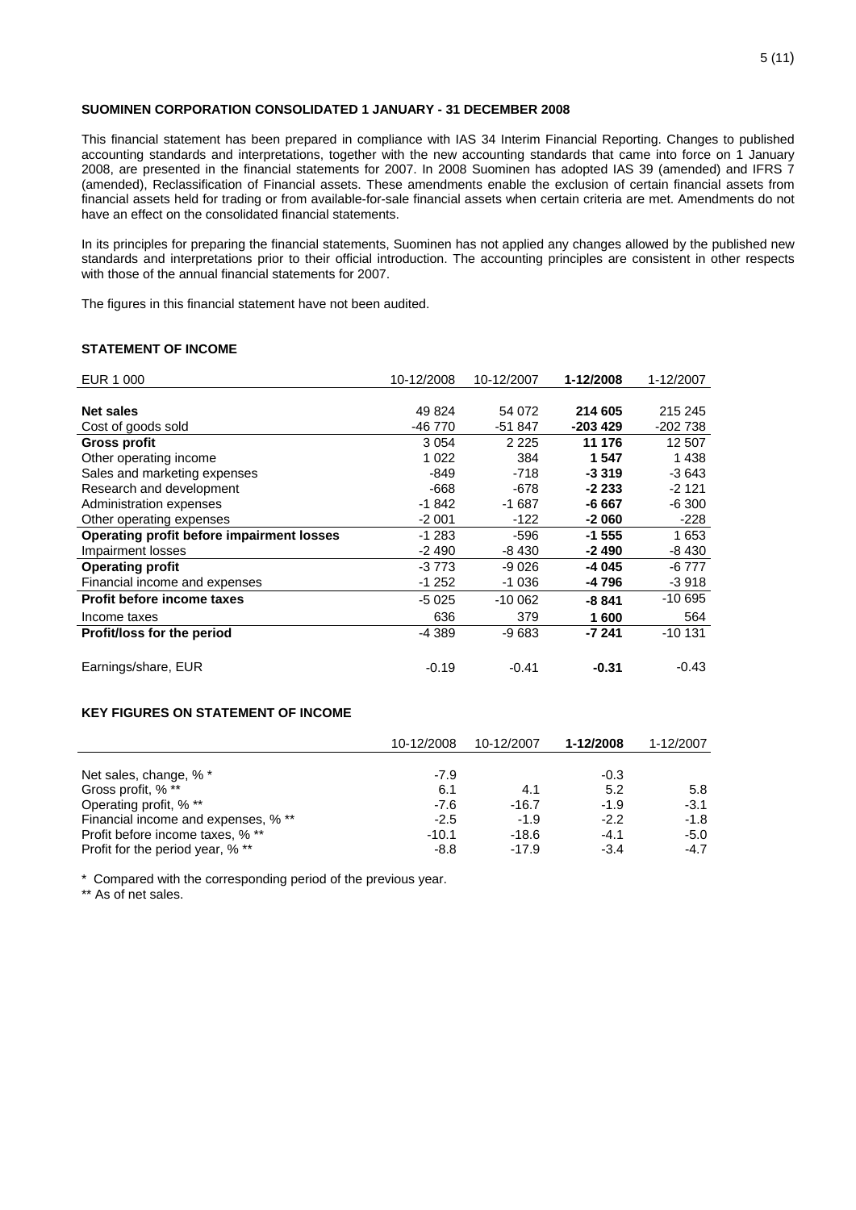## SUOMINEN CORPORATION CONSOLIDATED 1 JANUARY - 31 DECEMBER 2008

This financial statement has been prepared in compliance with IAS 34 Interim Financial Reporting. Changes to published accounting standards and interpretations, together with the new accounting standards that came into force on 1 January 2008, are presented in the financial statements for 2007. In 2008 Suominen has adopted IAS 39 (amended) and IFRS 7 (amended), Reclassification of Financial assets. These amendments enable the exclusion of certain financial assets from financial assets held for trading or from available-for-sale financial assets when certain criteria are met. Amendments do not have an effect on the consolidated financial statements.

In its principles for preparing the financial statements, Suominen has not applied any changes allowed by the published new standards and interpretations prior to their official introduction. The accounting principles are consistent in other respects with those of the annual financial statements for 2007.

The figures in this financial statement have not been audited.

### STATEMENT OF INCOME

| EUR 1 000 | 10-12/2008 | 10-12/2007 | **1-12/2008** | 1-12/2007 |
|---|---|---|---|---|
| **Net sales** | 49 824 | 54 072 | **214 605** | 215 245 |
| Cost of goods sold | -46 770 | -51 847 | **-203 429** | -202 738 |
| **Gross profit** | 3 054 | 2 225 | **11 176** | 12 507 |
| Other operating income | 1 022 | 384 | **1 547** | 1 438 |
| Sales and marketing expenses | -849 | -718 | **-3 319** | -3 643 |
| Research and development | -668 | -678 | **-2 233** | -2 121 |
| Administration expenses | -1 842 | -1 687 | **-6 667** | -6 300 |
| Other operating expenses | -2 001 | -122 | **-2 060** | -228 |
| **Operating profit before impairment losses** | -1 283 | -596 | **-1 555** | 1 653 |
| Impairment losses | -2 490 | -8 430 | **-2 490** | -8 430 |
| **Operating profit** | -3 773 | -9 026 | **-4 045** | -6 777 |
| Financial income and expenses | -1 252 | -1 036 | **-4 796** | -3 918 |
| **Profit before income taxes** | -5 025 | -10 062 | **-8 841** | -10 695 |
| Income taxes | 636 | 379 | **1 600** | 564 |
| **Profit/loss for the period** | -4 389 | -9 683 | **-7 241** | -10 131 |
| Earnings/share, EUR | -0.19 | -0.41 | **-0.31** | -0.43 |

### KEY FIGURES ON STATEMENT OF INCOME

| | 10-12/2008 | 10-12/2007 | **1-12/2008** | 1-12/2007 |
|---|---|---|---|---|
| Net sales, change, % * | -7.9 | | -0.3 | |
| Gross profit, % ** | 6.1 | 4.1 | 5.2 | 5.8 |
| Operating profit, % ** | -7.6 | -16.7 | -1.9 | -3.1 |
| Financial income and expenses, % ** | -2.5 | -1.9 | -2.2 | -1.8 |
| Profit before income taxes, % ** | -10.1 | -18.6 | -4.1 | -5.0 |
| Profit for the period year, % ** | -8.8 | -17.9 | -3.4 | -4.7 |

\* Compared with the corresponding period of the previous year.

** As of net sales.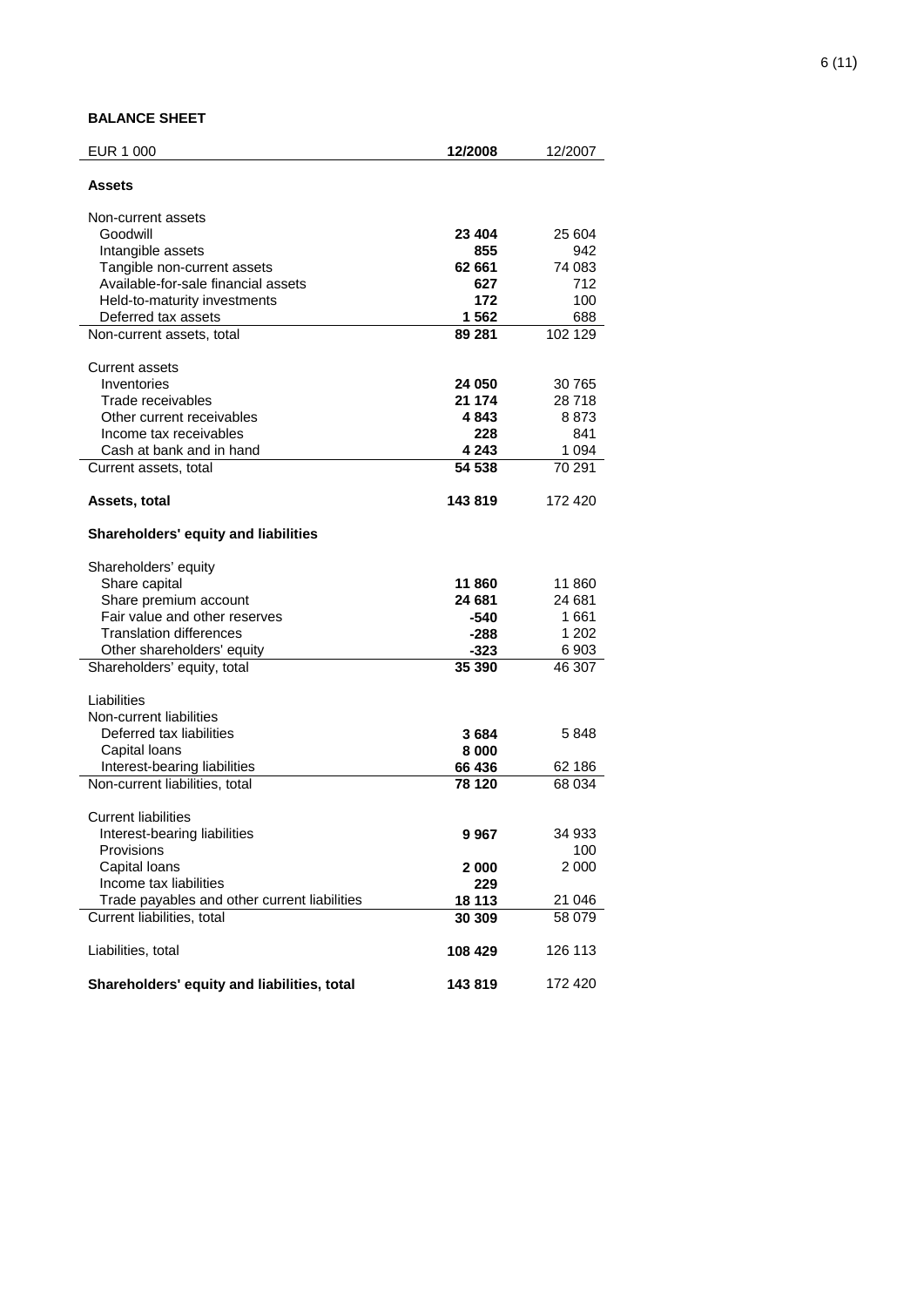**BALANCE SHEET**

| EUR 1 000 | **12/2008** | 12/2007 |
|---|---|---|
| **Assets** | | |
| Non-current assets | | |
| Goodwill | **23 404** | 25 604 |
| Intangible assets | **855** | 942 |
| Tangible non-current assets | **62 661** | 74 083 |
| Available-for-sale financial assets | **627** | 712 |
| Held-to-maturity investments | **172** | 100 |
| Deferred tax assets | **1 562** | 688 |
| Non-current assets, total | **89 281** | 102 129 |
| Current assets | | |
| Inventories | **24 050** | 30 765 |
| Trade receivables | **21 174** | 28 718 |
| Other current receivables | **4 843** | 8 873 |
| Income tax receivables | **228** | 841 |
| Cash at bank and in hand | **4 243** | 1 094 |
| Current assets, total | **54 538** | 70 291 |
| **Assets, total** | **143 819** | 172 420 |
| **Shareholders' equity and liabilities** | | |
| Shareholders' equity | | |
| Share capital | **11 860** | 11 860 |
| Share premium account | **24 681** | 24 681 |
| Fair value and other reserves | **-540** | 1 661 |
| Translation differences | **-288** | 1 202 |
| Other shareholders' equity | **-323** | 6 903 |
| Shareholders' equity, total | **35 390** | 46 307 |
| Liabilities | | |
| Non-current liabilities | | |
| Deferred tax liabilities | **3 684** | 5 848 |
| Capital loans | **8 000** | |
| Interest-bearing liabilities | **66 436** | 62 186 |
| Non-current liabilities, total | **78 120** | 68 034 |
| Current liabilities | | |
| Interest-bearing liabilities | **9 967** | 34 933 |
| Provisions | | 100 |
| Capital loans | **2 000** | 2 000 |
| Income tax liabilities | **229** | |
| Trade payables and other current liabilities | **18 113** | 21 046 |
| Current liabilities, total | **30 309** | 58 079 |
| Liabilities, total | **108 429** | 126 113 |
| **Shareholders' equity and liabilities, total** | **143 819** | 172 420 |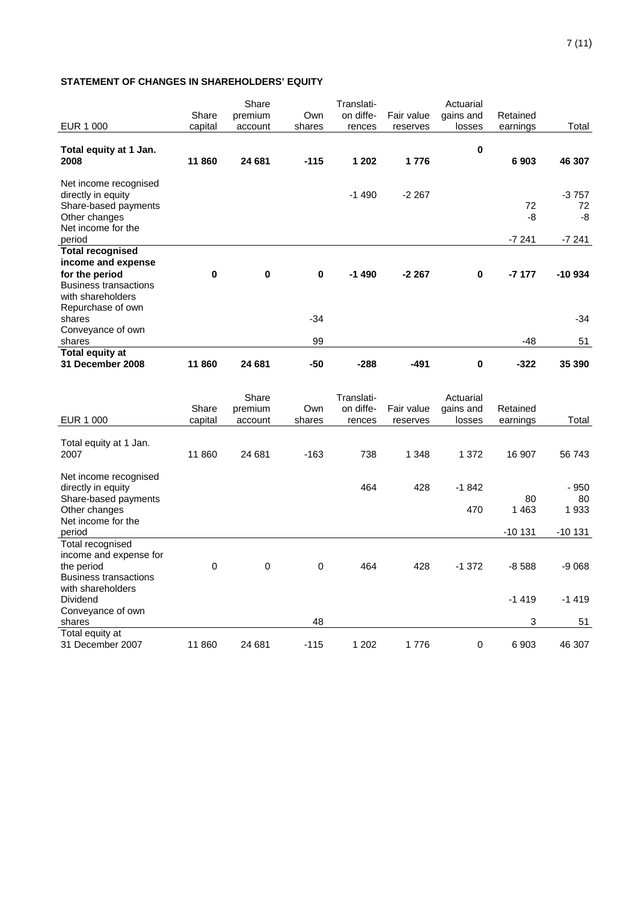**STATEMENT OF CHANGES IN SHAREHOLDERS' EQUITY**

| EUR 1 000 | Share capital | Share premium account | Own shares | Translation differences | Fair value reserves | Actuarial gains and losses | Retained earnings | Total |
|---|---|---|---|---|---|---|---|---|
| **Total equity at 1 Jan. 2008** | **11 860** | **24 681** | **-115** | **1 202** | **1 776** | **0** | **6 903** | **46 307** |
| Net income recognised directly in equity | | | | -1 490 | -2 267 | | | -3 757 |
| Share-based payments | | | | | | | 72 | 72 |
| Other changes | | | | | | | -8 | -8 |
| Net income for the period | | | | | | | -7 241 | -7 241 |
| **Total recognised income and expense for the period** | **0** | **0** | **0** | **-1 490** | **-2 267** | **0** | **-7 177** | **-10 934** |
| Business transactions with shareholders | | | | | | | | |
| Repurchase of own shares | | | -34 | | | | | -34 |
| Conveyance of own shares | | | 99 | | | | -48 | 51 |
| **Total equity at 31 December 2008** | **11 860** | **24 681** | **-50** | **-288** | **-491** | **0** | **-322** | **35 390** |

| EUR 1 000 | Share capital | Share premium account | Own shares | Translation differences | Fair value reserves | Actuarial gains and losses | Retained earnings | Total |
|---|---|---|---|---|---|---|---|---|
| Total equity at 1 Jan. 2007 | 11 860 | 24 681 | -163 | 738 | 1 348 | 1 372 | 16 907 | 56 743 |
| Net income recognised directly in equity | | | | 464 | 428 | -1 842 | | - 950 |
| Share-based payments | | | | | | | 80 | 80 |
| Other changes | | | | | | 470 | 1 463 | 1 933 |
| Net income for the period | | | | | | | -10 131 | -10 131 |
| Total recognised income and expense for the period | 0 | 0 | 0 | 464 | 428 | -1 372 | -8 588 | -9 068 |
| Business transactions with shareholders | | | | | | | | |
| Dividend | | | | | | | -1 419 | -1 419 |
| Conveyance of own shares | | | 48 | | | | 3 | 51 |
| Total equity at 31 December 2007 | 11 860 | 24 681 | -115 | 1 202 | 1 776 | 0 | 6 903 | 46 307 |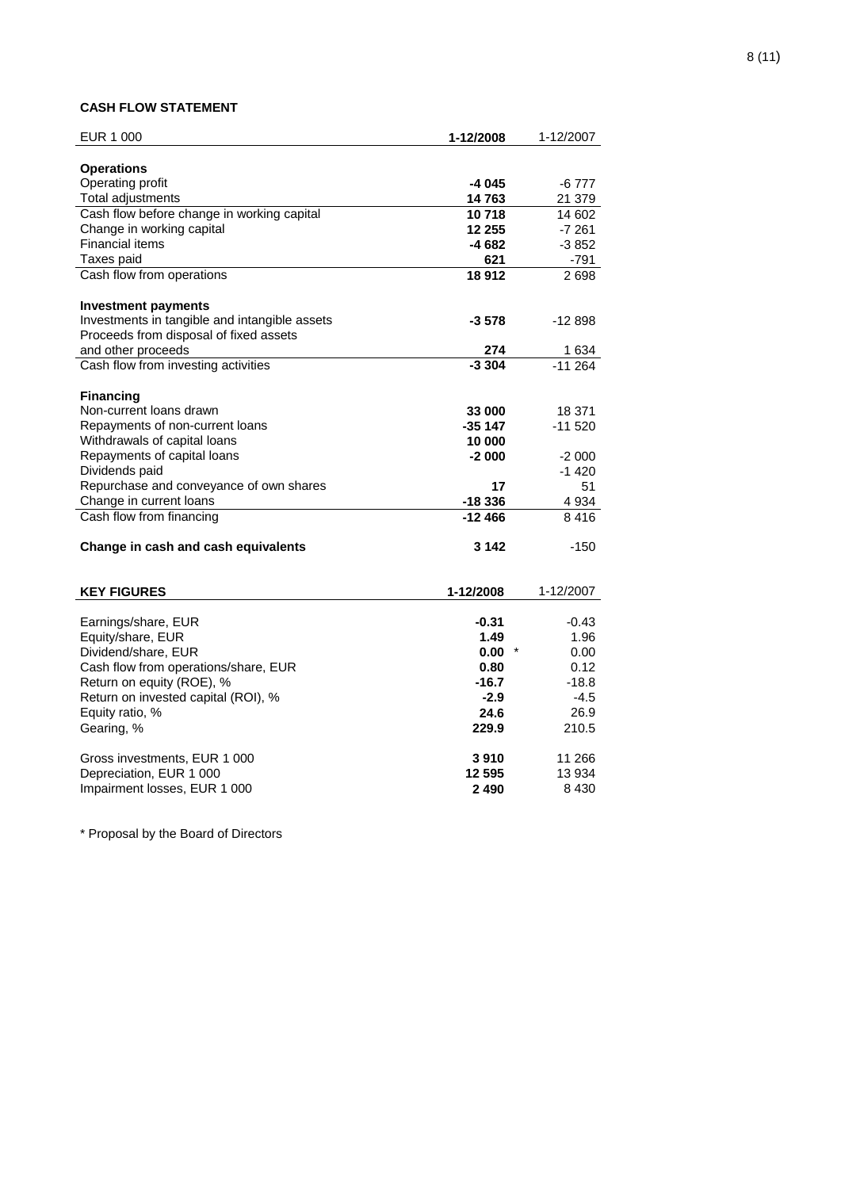**CASH FLOW STATEMENT**

| EUR 1 000 | **1-12/2008** | 1-12/2007 |
|---|---|---|
| **Operations** | | |
| Operating profit | **-4 045** | -6 777 |
| Total adjustments | **14 763** | 21 379 |
| Cash flow before change in working capital | **10 718** | 14 602 |
| Change in working capital | **12 255** | -7 261 |
| Financial items | **-4 682** | -3 852 |
| Taxes paid | **621** | -791 |
| Cash flow from operations | **18 912** | 2 698 |
| **Investment payments** | | |
| Investments in tangible and intangible assets | **-3 578** | -12 898 |
| Proceeds from disposal of fixed assets and other proceeds | **274** | 1 634 |
| Cash flow from investing activities | **-3 304** | -11 264 |
| **Financing** | | |
| Non-current loans drawn | **33 000** | 18 371 |
| Repayments of non-current loans | **-35 147** | -11 520 |
| Withdrawals of capital loans | **10 000** | |
| Repayments of capital loans | **-2 000** | -2 000 |
| Dividends paid | | -1 420 |
| Repurchase and conveyance of own shares | **17** | 51 |
| Change in current loans | **-18 336** | 4 934 |
| Cash flow from financing | **-12 466** | 8 416 |
| **Change in cash and cash equivalents** | **3 142** | -150 |

| **KEY FIGURES** | **1-12/2008** | 1-12/2007 |
|---|---|---|
| Earnings/share, EUR | **-0.31** | -0.43 |
| Equity/share, EUR | **1.49** | 1.96 |
| Dividend/share, EUR | **0.00** * | 0.00 |
| Cash flow from operations/share, EUR | **0.80** | 0.12 |
| Return on equity (ROE), % | **-16.7** | -18.8 |
| Return on invested capital (ROI), % | **-2.9** | -4.5 |
| Equity ratio, % | **24.6** | 26.9 |
| Gearing, % | **229.9** | 210.5 |
| Gross investments, EUR 1 000 | **3 910** | 11 266 |
| Depreciation, EUR 1 000 | **12 595** | 13 934 |
| Impairment losses, EUR 1 000 | **2 490** | 8 430 |

* Proposal by the Board of Directors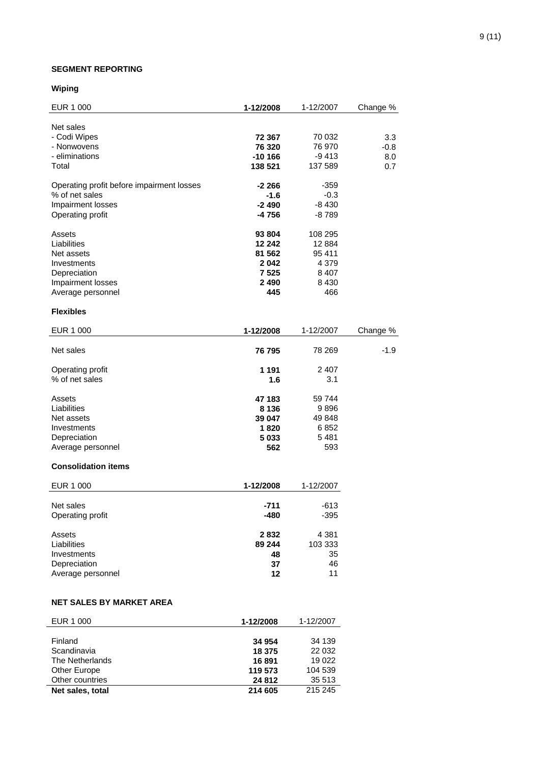## SEGMENT REPORTING

### Wiping

| EUR 1 000 | 1-12/2008 | 1-12/2007 | Change % |
|---|---|---|---|
| Net sales | | | |
| - Codi Wipes | **72 367** | 70 032 | 3.3 |
| - Nonwovens | **76 320** | 76 970 | -0.8 |
| - eliminations | **-10 166** | -9 413 | 8.0 |
| Total | **138 521** | 137 589 | 0.7 |
| Operating profit before impairment losses | **-2 266** | -359 | |
| % of net sales | **-1.6** | -0.3 | |
| Impairment losses | **-2 490** | -8 430 | |
| Operating profit | **-4 756** | -8 789 | |
| Assets | **93 804** | 108 295 | |
| Liabilities | **12 242** | 12 884 | |
| Net assets | **81 562** | 95 411 | |
| Investments | **2 042** | 4 379 | |
| Depreciation | **7 525** | 8 407 | |
| Impairment losses | **2 490** | 8 430 | |
| Average personnel | **445** | 466 | |

### Flexibles

| EUR 1 000 | 1-12/2008 | 1-12/2007 | Change % |
|---|---|---|---|
| Net sales | **76 795** | 78 269 | -1.9 |
| Operating profit | **1 191** | 2 407 | |
| % of net sales | **1.6** | 3.1 | |
| Assets | **47 183** | 59 744 | |
| Liabilities | **8 136** | 9 896 | |
| Net assets | **39 047** | 49 848 | |
| Investments | **1 820** | 6 852 | |
| Depreciation | **5 033** | 5 481 | |
| Average personnel | **562** | 593 | |

### Consolidation items

| EUR 1 000 | 1-12/2008 | 1-12/2007 |
|---|---|---|
| Net sales | **-711** | -613 |
| Operating profit | **-480** | -395 |
| Assets | **2 832** | 4 381 |
| Liabilities | **89 244** | 103 333 |
| Investments | **48** | 35 |
| Depreciation | **37** | 46 |
| Average personnel | **12** | 11 |

## NET SALES BY MARKET AREA

| EUR 1 000 | 1-12/2008 | 1-12/2007 |
|---|---|---|
| Finland | **34 954** | 34 139 |
| Scandinavia | **18 375** | 22 032 |
| The Netherlands | **16 891** | 19 022 |
| Other Europe | **119 573** | 104 539 |
| Other countries | **24 812** | 35 513 |
| **Net sales, total** | **214 605** | 215 245 |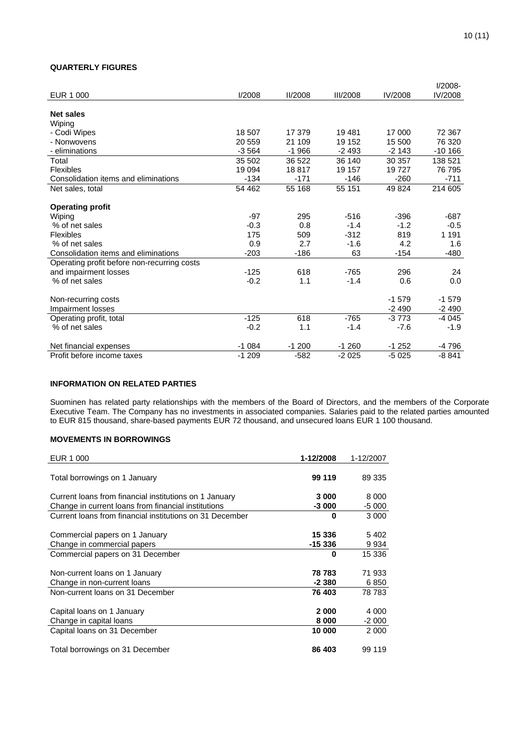## QUARTERLY FIGURES

| EUR 1 000 | I/2008 | II/2008 | III/2008 | IV/2008 | I/2008-IV/2008 |
|---|---|---|---|---|---|
| **Net sales** | | | | | |
| Wiping | | | | | |
| - Codi Wipes | 18 507 | 17 379 | 19 481 | 17 000 | 72 367 |
| - Nonwovens | 20 559 | 21 109 | 19 152 | 15 500 | 76 320 |
| - eliminations | -3 564 | -1 966 | -2 493 | -2 143 | -10 166 |
| Total | 35 502 | 36 522 | 36 140 | 30 357 | 138 521 |
| Flexibles | 19 094 | 18 817 | 19 157 | 19 727 | 76 795 |
| Consolidation items and eliminations | -134 | -171 | -146 | -260 | -711 |
| Net sales, total | 54 462 | 55 168 | 55 151 | 49 824 | 214 605 |
| **Operating profit** | | | | | |
| Wiping | -97 | 295 | -516 | -396 | -687 |
| % of net sales | -0.3 | 0.8 | -1.4 | -1.2 | -0.5 |
| Flexibles | 175 | 509 | -312 | 819 | 1 191 |
| % of net sales | 0.9 | 2.7 | -1.6 | 4.2 | 1.6 |
| Consolidation items and eliminations | -203 | -186 | 63 | -154 | -480 |
| Operating profit before non-recurring costs and impairment losses | -125 | 618 | -765 | 296 | 24 |
| % of net sales | -0.2 | 1.1 | -1.4 | 0.6 | 0.0 |
| Non-recurring costs | | | | -1 579 | -1 579 |
| Impairment losses | | | | -2 490 | -2 490 |
| Operating profit, total | -125 | 618 | -765 | -3 773 | -4 045 |
| % of net sales | -0.2 | 1.1 | -1.4 | -7.6 | -1.9 |
| Net financial expenses | -1 084 | -1 200 | -1 260 | -1 252 | -4 796 |
| Profit before income taxes | -1 209 | -582 | -2 025 | -5 025 | -8 841 |

## INFORMATION ON RELATED PARTIES

Suominen has related party relationships with the members of the Board of Directors, and the members of the Corporate Executive Team. The Company has no investments in associated companies. Salaries paid to the related parties amounted to EUR 815 thousand, share-based payments EUR 72 thousand, and unsecured loans EUR 1 100 thousand.

## MOVEMENTS IN BORROWINGS

| EUR 1 000 | 1-12/2008 | 1-12/2007 |
|---|---|---|
| Total borrowings on 1 January | **99 119** | 89 335 |
| Current loans from financial institutions on 1 January | **3 000** | 8 000 |
| Change in current loans from financial institutions | **-3 000** | -5 000 |
| Current loans from financial institutions on 31 December | **0** | 3 000 |
| Commercial papers on 1 January | **15 336** | 5 402 |
| Change in commercial papers | **-15 336** | 9 934 |
| Commercial papers on 31 December | **0** | 15 336 |
| Non-current loans on 1 January | **78 783** | 71 933 |
| Change in non-current loans | **-2 380** | 6 850 |
| Non-current loans on 31 December | **76 403** | 78 783 |
| Capital loans on 1 January | **2 000** | 4 000 |
| Change in capital loans | **8 000** | -2 000 |
| Capital loans on 31 December | **10 000** | 2 000 |
| Total borrowings on 31 December | **86 403** | 99 119 |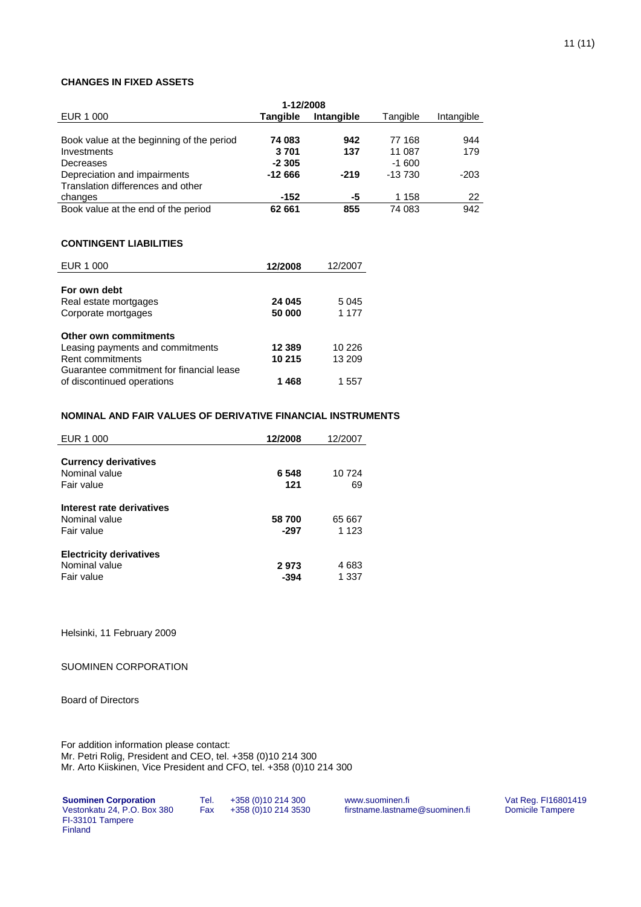## CHANGES IN FIXED ASSETS

| EUR 1 000 | 1-12/2008 Tangible | Intangible | Tangible | Intangible |
|---|---|---|---|---|
| Book value at the beginning of the period | **74 083** | **942** | 77 168 | 944 |
| Investments | **3 701** | **137** | 11 087 | 179 |
| Decreases | **-2 305** | | -1 600 | |
| Depreciation and impairments | **-12 666** | **-219** | -13 730 | -203 |
| Translation differences and other changes | **-152** | **-5** | 1 158 | 22 |
| Book value at the end of the period | **62 661** | **855** | 74 083 | 942 |

## CONTINGENT LIABILITIES

| EUR 1 000 | 12/2008 | 12/2007 |
|---|---|---|
| **For own debt** | | |
| Real estate mortgages | **24 045** | 5 045 |
| Corporate mortgages | **50 000** | 1 177 |
| **Other own commitments** | | |
| Leasing payments and commitments | **12 389** | 10 226 |
| Rent commitments | **10 215** | 13 209 |
| Guarantee commitment for financial lease of discontinued operations | **1 468** | 1 557 |

## NOMINAL AND FAIR VALUES OF DERIVATIVE FINANCIAL INSTRUMENTS

| EUR 1 000 | 12/2008 | 12/2007 |
|---|---|---|
| **Currency derivatives** | | |
| Nominal value | **6 548** | 10 724 |
| Fair value | **121** | 69 |
| **Interest rate derivatives** | | |
| Nominal value | **58 700** | 65 667 |
| Fair value | **-297** | 1 123 |
| **Electricity derivatives** | | |
| Nominal value | **2 973** | 4 683 |
| Fair value | **-394** | 1 337 |

Helsinki, 11 February 2009

SUOMINEN CORPORATION

Board of Directors

For addition information please contact:
Mr. Petri Rolig, President and CEO, tel. +358 (0)10 214 300
Mr. Arto Kiiskinen, Vice President and CFO, tel. +358 (0)10 214 300

**Suominen Corporation**
Vestonkatu 24, P.O. Box 380
FI-33101 Tampere
Finland

Tel. +358 (0)10 214 300
Fax +358 (0)10 214 3530

www.suominen.fi
firstname.lastname@suominen.fi

Vat Reg. FI16801419
Domicile Tampere